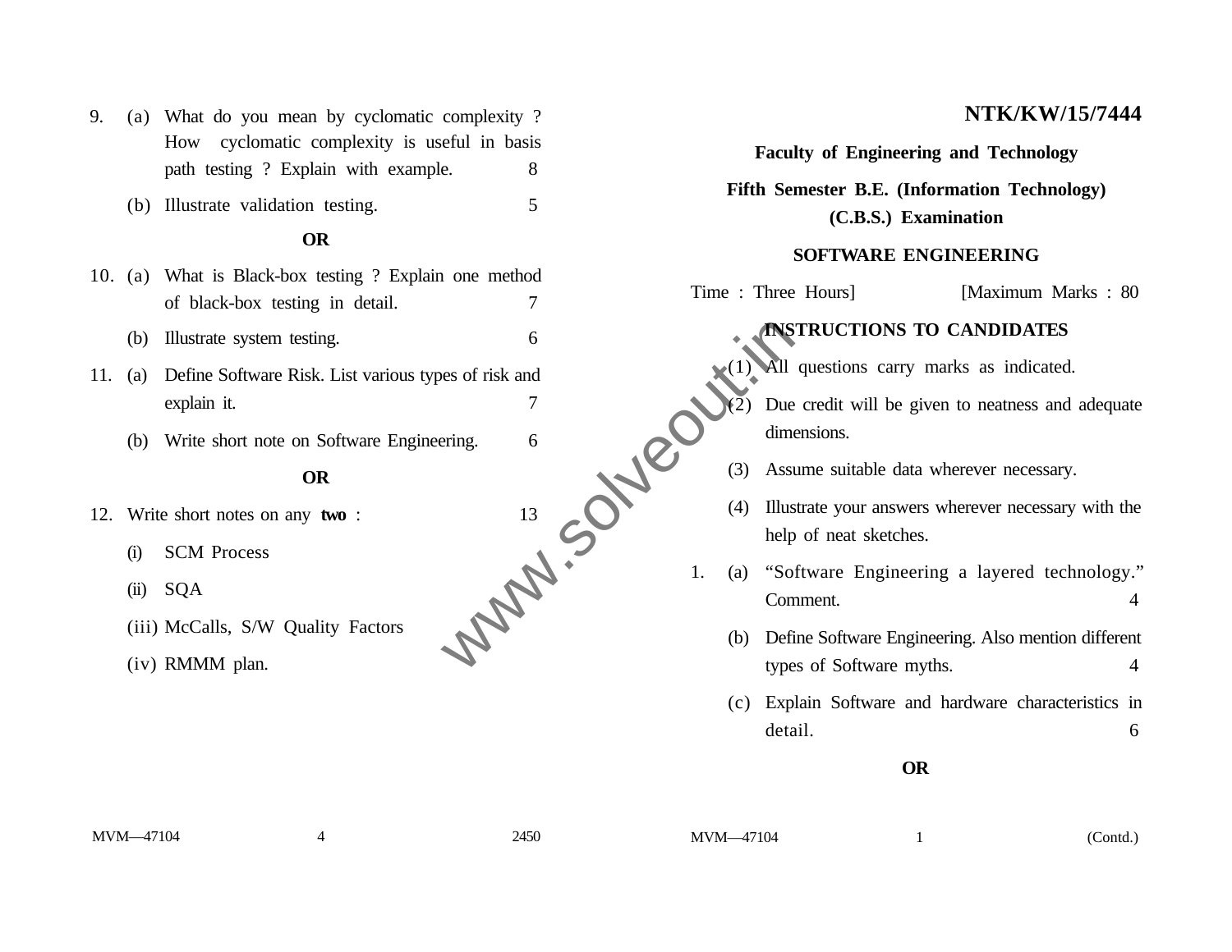**NTK/KW/15/7444**

**Faculty of Engineering and Technology**

**Fifth Semester B.E. (Information Technology) (C.B.S.) Examination**

**SOFTWARE ENGINEERING**

Time : Three Hours] [Maximum Marks : 80

**INSTRUCTIONS TO CANDIDATES**

(1) All questions carry marks as indicated.

(2) Due credit will be given to neatness and adequate dimensions.

(3) Assume suitable data wherever necessary.

(4) Illustrate your answers wherever necessary with the help of neat sketches.

1. (a) "Software Engineering a layered technology." Comment. 4

   (b) Define Software Engineering. Also mention different types of Software myths. 4

   (c) Explain Software and hardware characteristics in detail. 6

**OR**

9. (a) What do you mean by cyclomatic complexity ? How cyclomatic complexity is useful in basis path testing ? Explain with example. 8

   (b) Illustrate validation testing. 5

**OR**

10. (a) What is Black-box testing ? Explain one method of black-box testing in detail. 7

    (b) Illustrate system testing. 6

11. (a) Define Software Risk. List various types of risk and explain it. 7

    (b) Write short note on Software Engineering. 6

**OR**

12. Write short notes on any **two** : 13

    (i) SCM Process

    (ii) SQA

    (iii) McCalls, S/W Quality Factors

    (iv) RMMM plan.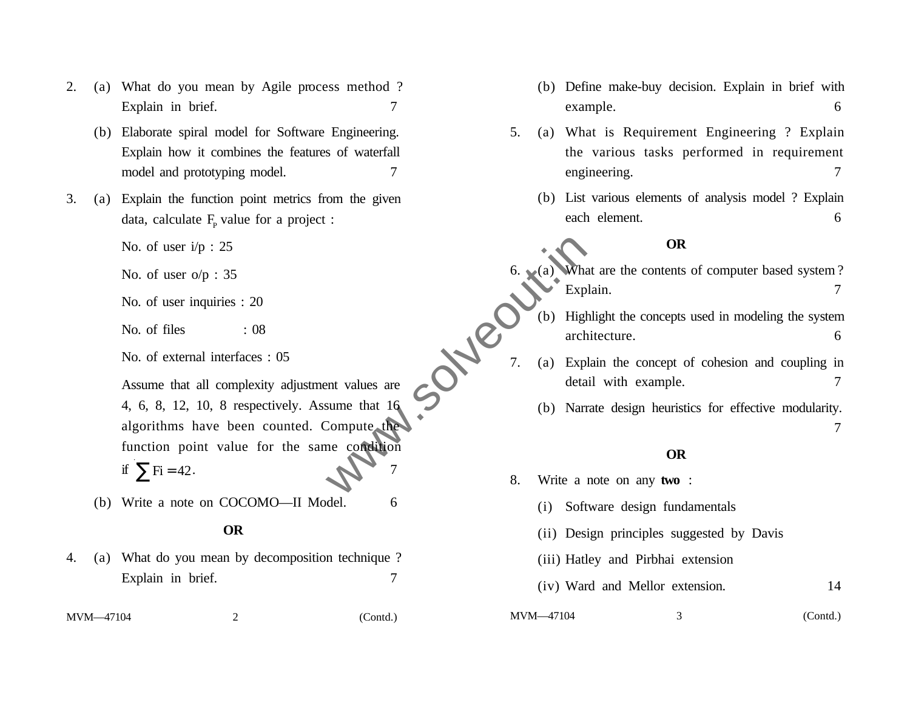2. (a) What do you mean by Agile process method ? Explain in brief. 7

   (b) Elaborate spiral model for Software Engineering. Explain how it combines the features of waterfall model and prototyping model. 7

3. (a) Explain the function point metrics from the given data, calculate $F_P$ value for a project :

   No. of user i/p : 25

   No. of user o/p : 35

   No. of user inquiries : 20

   No. of files : 08

   No. of external interfaces : 05

   Assume that all complexity adjustment values are 4, 6, 8, 12, 10, 8 respectively. Assume that 16 algorithms have been counted. Compute the function point value for the same condition if $\sum Fi = 42$. 7

   (b) Write a note on COCOMO—II Model. 6

**OR**

4. (a) What do you mean by decomposition technique ? Explain in brief. 7

   (b) Define make-buy decision. Explain in brief with example. 6

5. (a) What is Requirement Engineering ? Explain the various tasks performed in requirement engineering. 7

   (b) List various elements of analysis model ? Explain each element. 6

**OR**

6. (a) What are the contents of computer based system ? Explain. 7

   (b) Highlight the concepts used in modeling the system architecture. 6

7. (a) Explain the concept of cohesion and coupling in detail with example. 7

   (b) Narrate design heuristics for effective modularity. 7

**OR**

8. Write a note on any **two** :

   (i) Software design fundamentals

   (ii) Design principles suggested by Davis

   (iii) Hatley and Pirbhai extension

   (iv) Ward and Mellor extension. 14